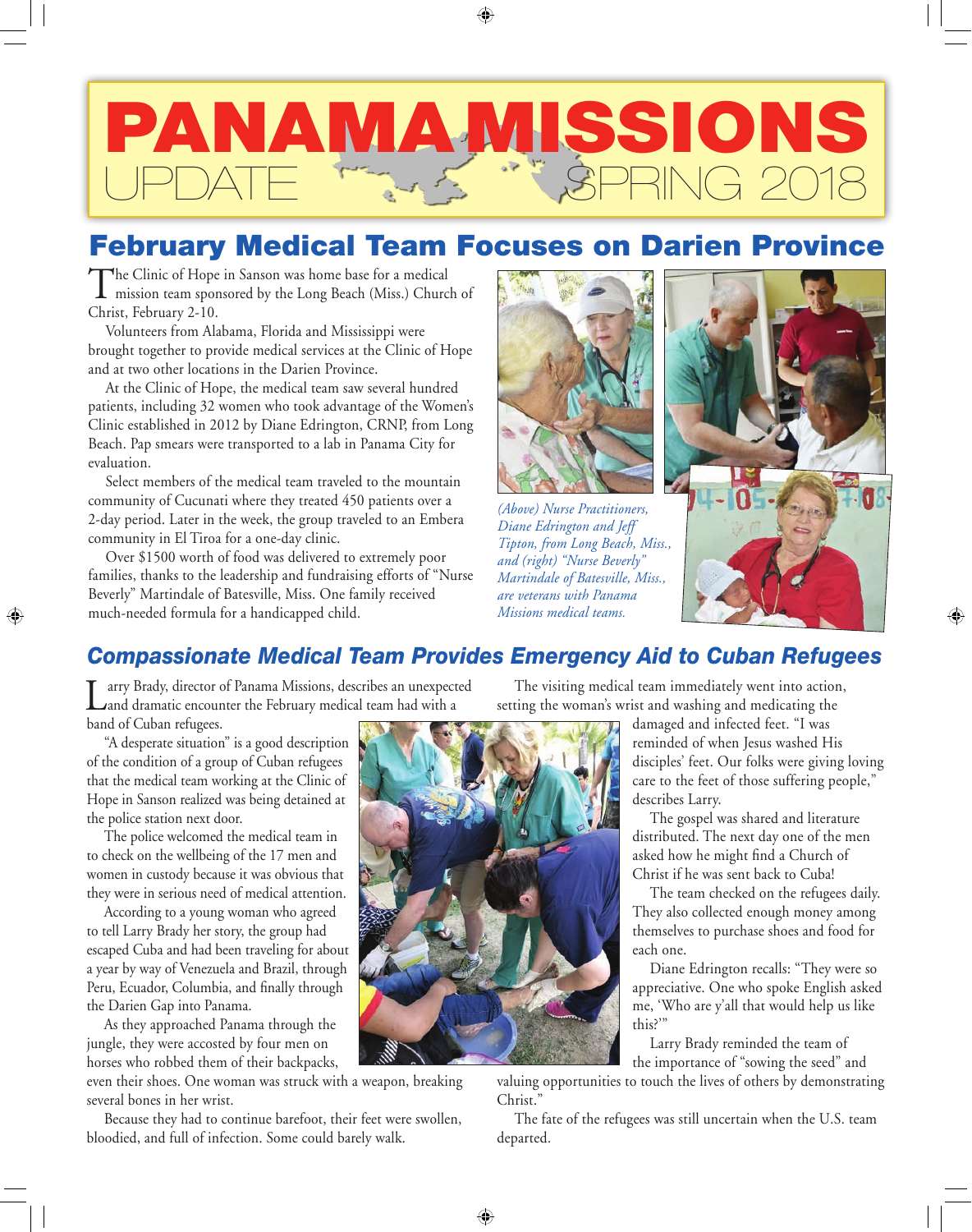# PANAMA MISSIONS UPDATE SPRING 2018

## February Medical Team Focuses on Darien Province

The Clinic of Hope in Sanson was home base for a medical mission team sponsored by the Long Beach (Miss.) Church of Christ, February 2-10.

Volunteers from Alabama, Florida and Mississippi were brought together to provide medical services at the Clinic of Hope and at two other locations in the Darien Province.

At the Clinic of Hope, the medical team saw several hundred patients, including 32 women who took advantage of the Women's Clinic established in 2012 by Diane Edrington, CRNP, from Long Beach. Pap smears were transported to a lab in Panama City for evaluation.

Select members of the medical team traveled to the mountain community of Cucunati where they treated 450 patients over a 2-day period. Later in the week, the group traveled to an Embera community in El Tiroa for a one-day clinic.

Over $1500 worth of food was delivered to extremely poor families, thanks to the leadership and fundraising efforts of "Nurse Beverly" Martindale of Batesville, Miss. One family received much-needed formula for a handicapped child.

*(Above) Nurse Practitioners, Diane Edrington and Jeff Tipton, from Long Beach, Miss., and (right) "Nurse Beverly" Martindale of Batesville, Miss., are veterans with Panama Missions medical teams.*

## Compassionate Medical Team Provides Emergency Aid to Cuban Refugees

Larry Brady, director of Panama Missions, describes an unexpected and dramatic encounter the February medical team had with a band of Cuban refugees.

"A desperate situation" is a good description of the condition of a group of Cuban refugees that the medical team working at the Clinic of Hope in Sanson realized was being detained at the police station next door.

The police welcomed the medical team in to check on the wellbeing of the 17 men and women in custody because it was obvious that they were in serious need of medical attention.

According to a young woman who agreed to tell Larry Brady her story, the group had escaped Cuba and had been traveling for about a year by way of Venezuela and Brazil, through Peru, Ecuador, Columbia, and finally through the Darien Gap into Panama.

As they approached Panama through the jungle, they were accosted by four men on horses who robbed them of their backpacks, even their shoes. One woman was struck with a weapon, breaking several bones in her wrist.

Because they had to continue barefoot, their feet were swollen, bloodied, and full of infection. Some could barely walk.

The visiting medical team immediately went into action, setting the woman's wrist and washing and medicating the damaged and infected feet. "I was reminded of when Jesus washed His disciples' feet. Our folks were giving loving care to the feet of those suffering people," describes Larry.

The gospel was shared and literature distributed. The next day one of the men asked how he might find a Church of Christ if he was sent back to Cuba!

The team checked on the refugees daily. They also collected enough money among themselves to purchase shoes and food for each one.

Diane Edrington recalls: "They were so appreciative. One who spoke English asked me, 'Who are y'all that would help us like this?'"

Larry Brady reminded the team of the importance of "sowing the seed" and valuing opportunities to touch the lives of others by demonstrating Christ."

The fate of the refugees was still uncertain when the U.S. team departed.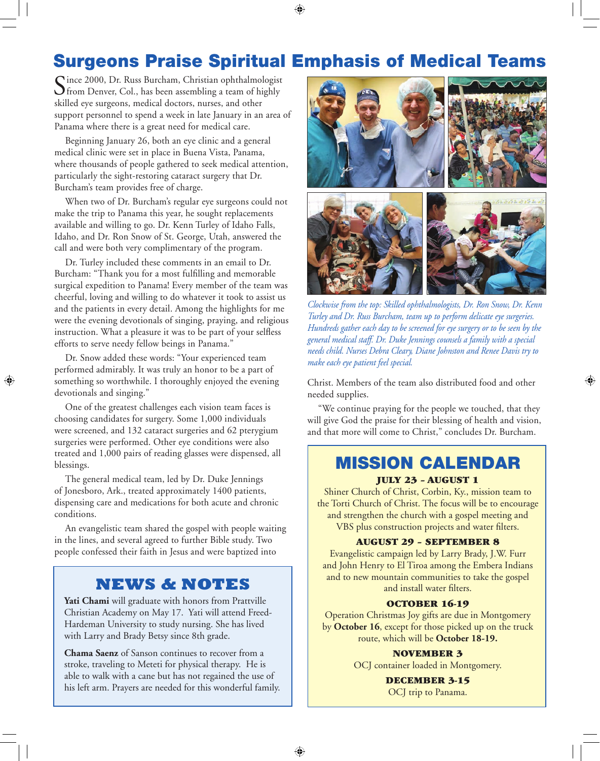# Surgeons Praise Spiritual Emphasis of Medical Teams

Since 2000, Dr. Russ Burcham, Christian ophthalmologist from Denver, Col., has been assembling a team of highly skilled eye surgeons, medical doctors, nurses, and other support personnel to spend a week in late January in an area of Panama where there is a great need for medical care.

Beginning January 26, both an eye clinic and a general medical clinic were set in place in Buena Vista, Panama, where thousands of people gathered to seek medical attention, particularly the sight-restoring cataract surgery that Dr. Burcham's team provides free of charge.

When two of Dr. Burcham's regular eye surgeons could not make the trip to Panama this year, he sought replacements available and willing to go. Dr. Kenn Turley of Idaho Falls, Idaho, and Dr. Ron Snow of St. George, Utah, answered the call and were both very complimentary of the program.

Dr. Turley included these comments in an email to Dr. Burcham: "Thank you for a most fulfilling and memorable surgical expedition to Panama! Every member of the team was cheerful, loving and willing to do whatever it took to assist us and the patients in every detail. Among the highlights for me were the evening devotionals of singing, praying, and religious instruction. What a pleasure it was to be part of your selfless efforts to serve needy fellow beings in Panama."

Dr. Snow added these words: "Your experienced team performed admirably. It was truly an honor to be a part of something so worthwhile. I thoroughly enjoyed the evening devotionals and singing."

One of the greatest challenges each vision team faces is choosing candidates for surgery. Some 1,000 individuals were screened, and 132 cataract surgeries and 62 pterygium surgeries were performed. Other eye conditions were also treated and 1,000 pairs of reading glasses were dispensed, all blessings.

The general medical team, led by Dr. Duke Jennings of Jonesboro, Ark., treated approximately 1400 patients, dispensing care and medications for both acute and chronic conditions.

An evangelistic team shared the gospel with people waiting in the lines, and several agreed to further Bible study. Two people confessed their faith in Jesus and were baptized into Christ. Members of the team also distributed food and other needed supplies.

"We continue praying for the people we touched, that they will give God the praise for their blessing of health and vision, and that more will come to Christ," concludes Dr. Burcham.

*Clockwise from the top: Skilled ophthalmologists, Dr. Ron Snow, Dr. Kenn Turley and Dr. Russ Burcham, team up to perform delicate eye surgeries. Hundreds gather each day to be screened for eye surgery or to be seen by the general medical staff. Dr. Duke Jennings counsels a family with a special needs child. Nurses Debra Cleary, Diane Johnston and Renee Davis try to make each eye patient feel special.*

## NEWS & NOTES

**Yati Chami** will graduate with honors from Prattville Christian Academy on May 17. Yati will attend Freed-Hardeman University to study nursing. She has lived with Larry and Brady Betsy since 8th grade.

**Chama Saenz** of Sanson continues to recover from a stroke, traveling to Meteti for physical therapy. He is able to walk with a cane but has not regained the use of his left arm. Prayers are needed for this wonderful family.

## MISSION CALENDAR

**JULY 23 – AUGUST 1**
Shiner Church of Christ, Corbin, Ky., mission team to the Torti Church of Christ. The focus will be to encourage and strengthen the church with a gospel meeting and VBS plus construction projects and water filters.

**AUGUST 29 – SEPTEMBER 8**
Evangelistic campaign led by Larry Brady, J.W. Furr and John Henry to El Tiroa among the Embera Indians and to new mountain communities to take the gospel and install water filters.

**OCTOBER 16-19**
Operation Christmas Joy gifts are due in Montgomery by **October 16**, except for those picked up on the truck route, which will be **October 18-19.**

**NOVEMBER 3**
OCJ container loaded in Montgomery.

**DECEMBER 3-15**
OCJ trip to Panama.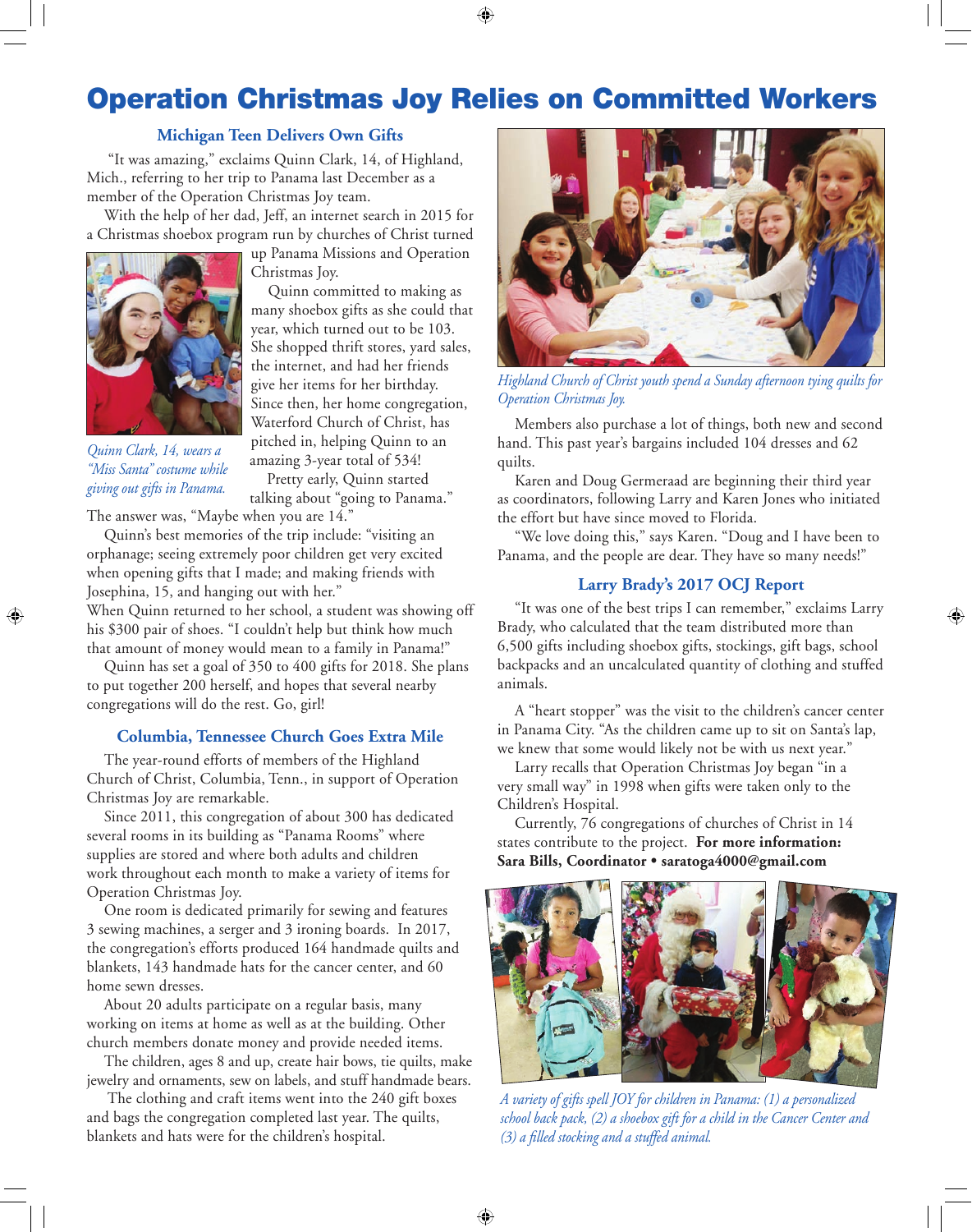# Operation Christmas Joy Relies on Committed Workers

## Michigan Teen Delivers Own Gifts

"It was amazing," exclaims Quinn Clark, 14, of Highland, Mich., referring to her trip to Panama last December as a member of the Operation Christmas Joy team.

With the help of her dad, Jeff, an internet search in 2015 for a Christmas shoebox program run by churches of Christ turned up Panama Missions and Operation Christmas Joy.

Quinn committed to making as many shoebox gifts as she could that year, which turned out to be 103. She shopped thrift stores, yard sales, the internet, and had her friends give her items for her birthday. Since then, her home congregation, Waterford Church of Christ, has pitched in, helping Quinn to an amazing 3-year total of 534!

*Quinn Clark, 14, wears a "Miss Santa" costume while giving out gifts in Panama.*

Pretty early, Quinn started talking about "going to Panama." The answer was, "Maybe when you are 14."

Quinn's best memories of the trip include: "visiting an orphanage; seeing extremely poor children get very excited when opening gifts that I made; and making friends with Josephina, 15, and hanging out with her."

When Quinn returned to her school, a student was showing off his $300 pair of shoes. "I couldn't help but think how much that amount of money would mean to a family in Panama!"

Quinn has set a goal of 350 to 400 gifts for 2018. She plans to put together 200 herself, and hopes that several nearby congregations will do the rest. Go, girl!

## Columbia, Tennessee Church Goes Extra Mile

The year-round efforts of members of the Highland Church of Christ, Columbia, Tenn., in support of Operation Christmas Joy are remarkable.

Since 2011, this congregation of about 300 has dedicated several rooms in its building as "Panama Rooms" where supplies are stored and where both adults and children work throughout each month to make a variety of items for Operation Christmas Joy.

One room is dedicated primarily for sewing and features 3 sewing machines, a serger and 3 ironing boards. In 2017, the congregation's efforts produced 164 handmade quilts and blankets, 143 handmade hats for the cancer center, and 60 home sewn dresses.

About 20 adults participate on a regular basis, many working on items at home as well as at the building. Other church members donate money and provide needed items.

The children, ages 8 and up, create hair bows, tie quilts, make jewelry and ornaments, sew on labels, and stuff handmade bears.

The clothing and craft items went into the 240 gift boxes and bags the congregation completed last year. The quilts, blankets and hats were for the children's hospital.

*Highland Church of Christ youth spend a Sunday afternoon tying quilts for Operation Christmas Joy.*

Members also purchase a lot of things, both new and second hand. This past year's bargains included 104 dresses and 62 quilts.

Karen and Doug Germeraad are beginning their third year as coordinators, following Larry and Karen Jones who initiated the effort but have since moved to Florida.

"We love doing this," says Karen. "Doug and I have been to Panama, and the people are dear. They have so many needs!"

## Larry Brady's 2017 OCJ Report

"It was one of the best trips I can remember," exclaims Larry Brady, who calculated that the team distributed more than 6,500 gifts including shoebox gifts, stockings, gift bags, school backpacks and an uncalculated quantity of clothing and stuffed animals.

A "heart stopper" was the visit to the children's cancer center in Panama City. "As the children came up to sit on Santa's lap, we knew that some would likely not be with us next year."

Larry recalls that Operation Christmas Joy began "in a very small way" in 1998 when gifts were taken only to the Children's Hospital.

Currently, 76 congregations of churches of Christ in 14 states contribute to the project. **For more information: Sara Bills, Coordinator • saratoga4000@gmail.com**

*A variety of gifts spell JOY for children in Panama: (1) a personalized school back pack, (2) a shoebox gift for a child in the Cancer Center and (3) a filled stocking and a stuffed animal.*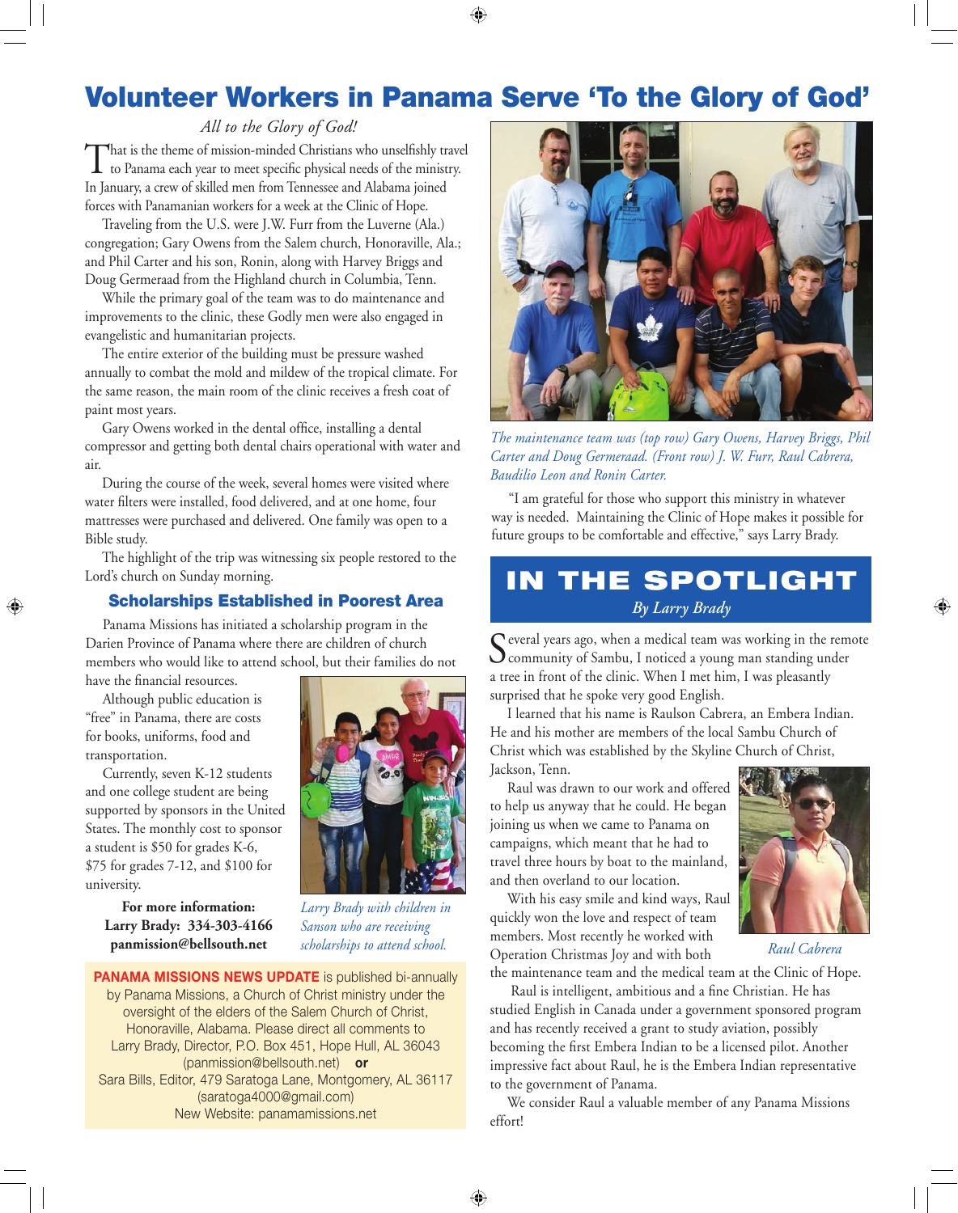# Volunteer Workers in Panama Serve 'To the Glory of God'

*All to the Glory of God!*

That is the theme of mission-minded Christians who unselfishly travel to Panama each year to meet specific physical needs of the ministry. In January, a crew of skilled men from Tennessee and Alabama joined forces with Panamanian workers for a week at the Clinic of Hope.

Traveling from the U.S. were J.W. Furr from the Luverne (Ala.) congregation; Gary Owens from the Salem church, Honoraville, Ala.; and Phil Carter and his son, Ronin, along with Harvey Briggs and Doug Germeraad from the Highland church in Columbia, Tenn.

While the primary goal of the team was to do maintenance and improvements to the clinic, these Godly men were also engaged in evangelistic and humanitarian projects.

The entire exterior of the building must be pressure washed annually to combat the mold and mildew of the tropical climate. For the same reason, the main room of the clinic receives a fresh coat of paint most years.

Gary Owens worked in the dental office, installing a dental compressor and getting both dental chairs operational with water and air.

During the course of the week, several homes were visited where water filters were installed, food delivered, and at one home, four mattresses were purchased and delivered. One family was open to a Bible study.

The highlight of the trip was witnessing six people restored to the Lord's church on Sunday morning.

*The maintenance team was (top row) Gary Owens, Harvey Briggs, Phil Carter and Doug Germeraad. (Front row) J. W. Furr, Raul Cabrera, Baudilio Leon and Ronin Carter.*

"I am grateful for those who support this ministry in whatever way is needed. Maintaining the Clinic of Hope makes it possible for future groups to be comfortable and effective," says Larry Brady.

## Scholarships Established in Poorest Area

Panama Missions has initiated a scholarship program in the Darien Province of Panama where there are children of church members who would like to attend school, but their families do not have the financial resources.

Although public education is "free" in Panama, there are costs for books, uniforms, food and transportation.

Currently, seven K-12 students and one college student are being supported by sponsors in the United States. The monthly cost to sponsor a student is $50 for grades K-6, $75 for grades 7-12, and $100 for university.

**For more information:**
**Larry Brady: 334-303-4166**
**panmission@bellsouth.net**

*Larry Brady with children in Sanson who are receiving scholarships to attend school.*

**PANAMA MISSIONS NEWS UPDATE** is published bi-annually by Panama Missions, a Church of Christ ministry under the oversight of the elders of the Salem Church of Christ, Honoraville, Alabama. Please direct all comments to Larry Brady, Director, P.O. Box 451, Hope Hull, AL 36043 (panmission@bellsouth.net) **or** Sara Bills, Editor, 479 Saratoga Lane, Montgomery, AL 36117 (saratoga4000@gmail.com)
New Website: panamamissions.net

## IN THE SPOTLIGHT

*By Larry Brady*

Several years ago, when a medical team was working in the remote community of Sambu, I noticed a young man standing under a tree in front of the clinic. When I met him, I was pleasantly surprised that he spoke very good English.

I learned that his name is Raulson Cabrera, an Embera Indian. He and his mother are members of the local Sambu Church of Christ which was established by the Skyline Church of Christ, Jackson, Tenn.

Raul was drawn to our work and offered to help us anyway that he could. He began joining us when we came to Panama on campaigns, which meant that he had to travel three hours by boat to the mainland, and then overland to our location.

With his easy smile and kind ways, Raul quickly won the love and respect of team members. Most recently he worked with Operation Christmas Joy and with both the maintenance team and the medical team at the Clinic of Hope.

*Raul Cabrera*

Raul is intelligent, ambitious and a fine Christian. He has studied English in Canada under a government sponsored program and has recently received a grant to study aviation, possibly becoming the first Embera Indian to be a licensed pilot. Another impressive fact about Raul, he is the Embera Indian representative to the government of Panama.

We consider Raul a valuable member of any Panama Missions effort!